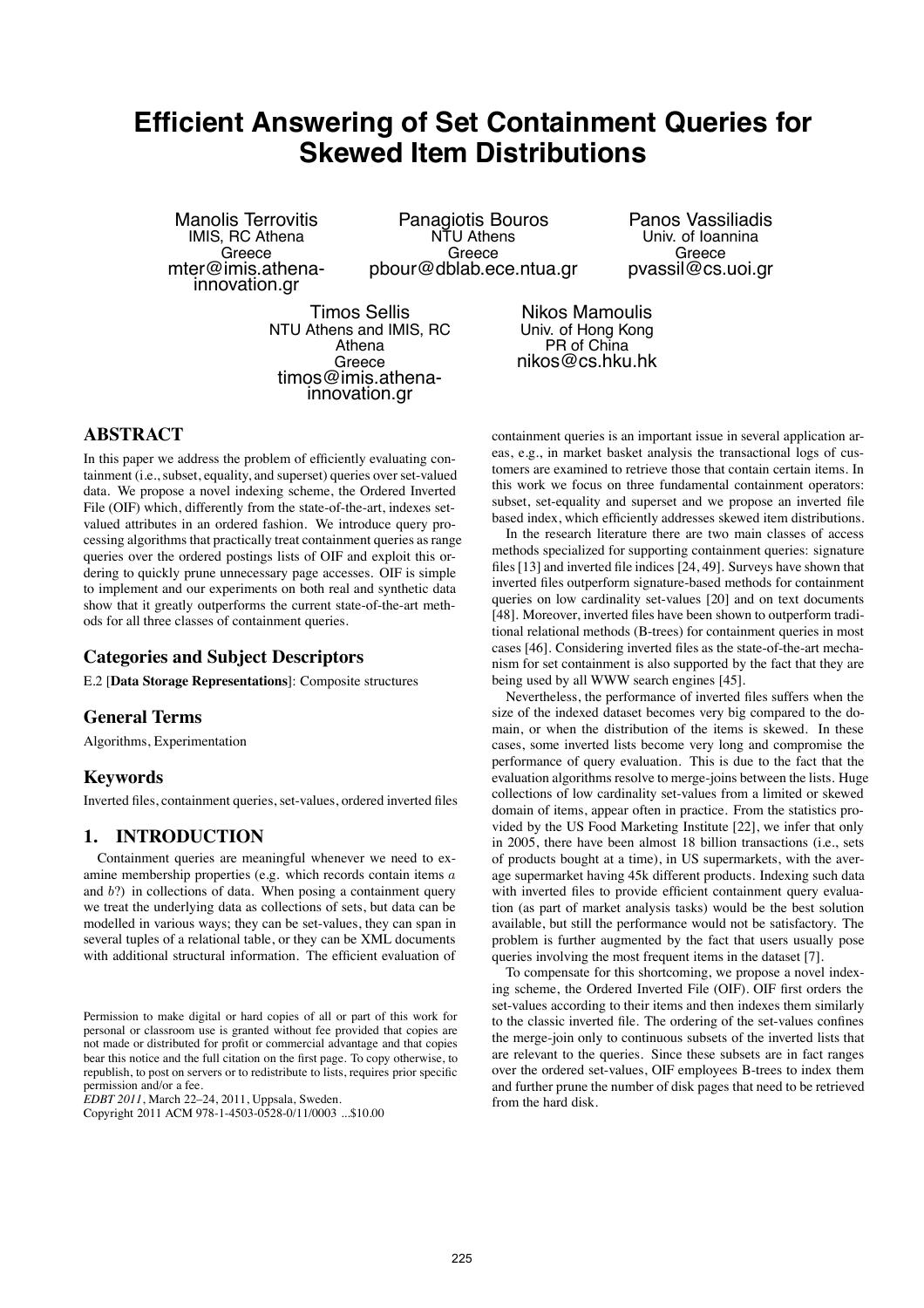# Efficient Answering of Set Containment Queries for Skewed Item Distributions

Manolis Terrovitis
IMIS, RC Athena
Greece
mter@imis.athena-innovation.gr

Panagiotis Bouros
NTU Athens
Greece
pbour@dblab.ece.ntua.gr

Panos Vassiliadis
Univ. of Ioannina
Greece
pvassil@cs.uoi.gr

Timos Sellis
NTU Athens and IMIS, RC Athena
Greece
timos@imis.athena-innovation.gr

Nikos Mamoulis
Univ. of Hong Kong
PR of China
nikos@cs.hku.hk

## ABSTRACT

In this paper we address the problem of efficiently evaluating containment (i.e., subset, equality, and superset) queries over set-valued data. We propose a novel indexing scheme, the Ordered Inverted File (OIF) which, differently from the state-of-the-art, indexes set-valued attributes in an ordered fashion. We introduce query processing algorithms that practically treat containment queries as range queries over the ordered postings lists of OIF and exploit this ordering to quickly prune unnecessary page accesses. OIF is simple to implement and our experiments on both real and synthetic data show that it greatly outperforms the current state-of-the-art methods for all three classes of containment queries.

### Categories and Subject Descriptors

E.2 [**Data Storage Representations**]: Composite structures

### General Terms

Algorithms, Experimentation

### Keywords

Inverted files, containment queries, set-values, ordered inverted files

## 1. INTRODUCTION

Containment queries are meaningful whenever we need to examine membership properties (e.g. which records contain items $a$ and $b$?) in collections of data. When posing a containment query we treat the underlying data as collections of sets, but data can be modelled in various ways; they can be set-values, they can span in several tuples of a relational table, or they can be XML documents with additional structural information. The efficient evaluation of containment queries is an important issue in several application areas, e.g., in market basket analysis the transactional logs of customers are examined to retrieve those that contain certain items. In this work we focus on three fundamental containment operators: subset, set-equality and superset and we propose an inverted file based index, which efficiently addresses skewed item distributions.

In the research literature there are two main classes of access methods specialized for supporting containment queries: signature files [13] and inverted file indices [24, 49]. Surveys have shown that inverted files outperform signature-based methods for containment queries on low cardinality set-values [20] and on text documents [48]. Moreover, inverted files have been shown to outperform traditional relational methods (B-trees) for containment queries in most cases [46]. Considering inverted files as the state-of-the-art mechanism for set containment is also supported by the fact that they are being used by all WWW search engines [45].

Nevertheless, the performance of inverted files suffers when the size of the indexed dataset becomes very big compared to the domain, or when the distribution of the items is skewed. In these cases, some inverted lists become very long and compromise the performance of query evaluation. This is due to the fact that the evaluation algorithms resolve to merge-joins between the lists. Huge collections of low cardinality set-values from a limited or skewed domain of items, appear often in practice. From the statistics provided by the US Food Marketing Institute [22], we infer that only in 2005, there have been almost 18 billion transactions (i.e., sets of products bought at a time), in US supermarkets, with the average supermarket having 45k different products. Indexing such data with inverted files to provide efficient containment query evaluation (as part of market analysis tasks) would be the best solution available, but still the performance would not be satisfactory. The problem is further augmented by the fact that users usually pose queries involving the most frequent items in the dataset [7].

To compensate for this shortcoming, we propose a novel indexing scheme, the Ordered Inverted File (OIF). OIF first orders the set-values according to their items and then indexes them similarly to the classic inverted file. The ordering of the set-values confines the merge-join only to continuous subsets of the inverted lists that are relevant to the queries. Since these subsets are in fact ranges over the ordered set-values, OIF employees B-trees to index them and further prune the number of disk pages that need to be retrieved from the hard disk.

Permission to make digital or hard copies of all or part of this work for personal or classroom use is granted without fee provided that copies are not made or distributed for profit or commercial advantage and that copies bear this notice and the full citation on the first page. To copy otherwise, to republish, to post on servers or to redistribute to lists, requires prior specific permission and/or a fee.
*EDBT 2011*, March 22–24, 2011, Uppsala, Sweden.
Copyright 2011 ACM 978-1-4503-0528-0/11/0003 ...$10.00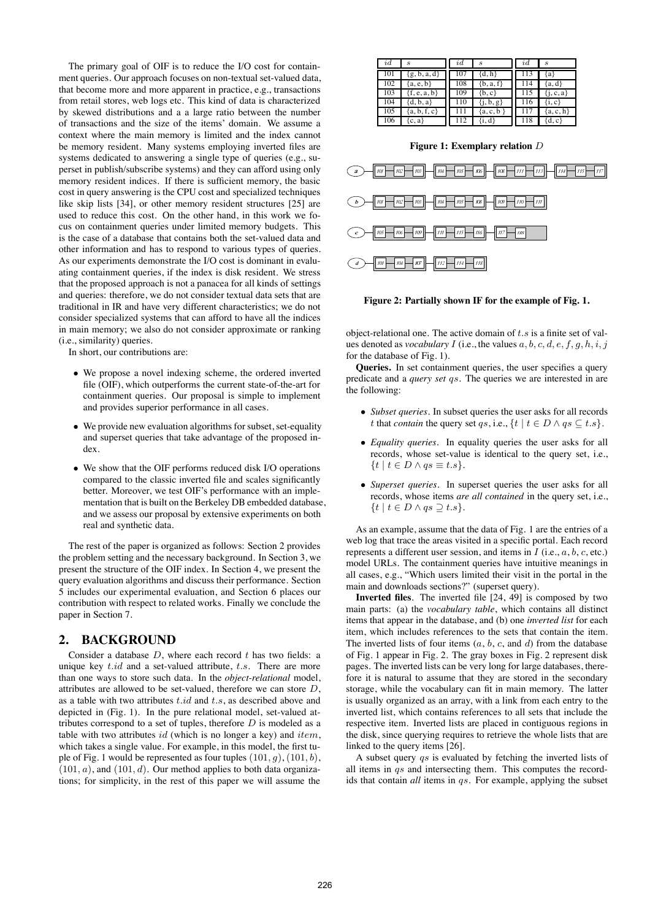The primary goal of OIF is to reduce the I/O cost for containment queries. Our approach focuses on non-textual set-valued data, that become more and more apparent in practice, e.g., transactions from retail stores, web logs etc. This kind of data is characterized by skewed distributions and a a large ratio between the number of transactions and the size of the items' domain. We assume a context where the main memory is limited and the index cannot be memory resident. Many systems employing inverted files are systems dedicated to answering a single type of queries (e.g., superset in publish/subscribe systems) and they can afford using only memory resident indices. If there is sufficient memory, the basic cost in query answering is the CPU cost and specialized techniques like skip lists [34], or other memory resident structures [25] are used to reduce this cost. On the other hand, in this work we focus on containment queries under limited memory budgets. This is the case of a database that contains both the set-valued data and other information and has to respond to various types of queries. As our experiments demonstrate the I/O cost is dominant in evaluating containment queries, if the index is disk resident. We stress that the proposed approach is not a panacea for all kinds of settings and queries: therefore, we do not consider textual data sets that are traditional in IR and have very different characteristics; we do not consider specialized systems that can afford to have all the indices in main memory; we also do not consider approximate or ranking (i.e., similarity) queries.

In short, our contributions are:

- We propose a novel indexing scheme, the ordered inverted file (OIF), which outperforms the current state-of-the-art for containment queries. Our proposal is simple to implement and provides superior performance in all cases.
- We provide new evaluation algorithms for subset, set-equality and superset queries that take advantage of the proposed index.
- We show that the OIF performs reduced disk I/O operations compared to the classic inverted file and scales significantly better. Moreover, we test OIF's performance with an implementation that is built on the Berkeley DB embedded database, and we assess our proposal by extensive experiments on both real and synthetic data.

The rest of the paper is organized as follows: Section 2 provides the problem setting and the necessary background. In Section 3, we present the structure of the OIF index. In Section 4, we present the query evaluation algorithms and discuss their performance. Section 5 includes our experimental evaluation, and Section 6 places our contribution with respect to related works. Finally we conclude the paper in Section 7.

## 2. BACKGROUND

Consider a database $D$, where each record $t$ has two fields: a unique key $t.id$ and a set-valued attribute, $t.s$. There are more than one ways to store such data. In the *object-relational* model, attributes are allowed to be set-valued, therefore we can store $D$, as a table with two attributes $t.id$ and $t.s$, as described above and depicted in (Fig. 1). In the pure relational model, set-valued attributes correspond to a set of tuples, therefore $D$ is modeled as a table with two attributes $id$ (which is no longer a key) and $item$, which takes a single value. For example, in this model, the first tuple of Fig. 1 would be represented as four tuples $(101, g)$, $(101, b)$, $(101, a)$, and $(101, d)$. Our method applies to both data organizations; for simplicity, in the rest of this paper we will assume the object-relational one. The active domain of $t.s$ is a finite set of values denoted as *vocabulary* $I$ (i.e., the values $a, b, c, d, e, f, g, h, i, j$ for the database of Fig. 1).

| $id$ | $s$ | $id$ | $s$ | $id$ | $s$ |
|---|---|---|---|---|---|
| 101 | {g, b, a, d} | 107 | {d, h} | 113 | {a} |
| 102 | {a, e, b} | 108 | {b, a, f} | 114 | {a, d} |
| 103 | {f, e, a, b} | 109 | {b, c} | 115 | {j, c, a} |
| 104 | {d, b, a} | 110 | {j, b, g} | 116 | {i, c} |
| 105 | {a, b, f, c} | 111 | {a, c, b} | 117 | {a, c, h} |
| 106 | {c, a} | 112 | {i, d} | 118 | {d, c} |

**Figure 1: Exemplary relation $D$**

a: 101 — 102 — 103 | 104 — 105 — 106 | 108 — 111 — 113 | 114 — 115 — 117

b: 101 — 102 — 103 | 104 — 105 — 108 | 109 — 110 — 111

c: 105 — 106 — 109 | 111 — 115 — 116 | 117 — 118

d: 101 — 104 — 107 | 112 — 114 — 118

**Figure 2: Partially shown IF for the example of Fig. 1.**

**Queries.** In set containment queries, the user specifies a query predicate and a *query set* $qs$. The queries we are interested in are the following:

- *Subset queries*. In subset queries the user asks for all records $t$ that *contain* the query set $qs$, i.e., $\{t \mid t \in D \wedge qs \subseteq t.s\}$.
- *Equality queries*. In equality queries the user asks for all records, whose set-value is identical to the query set, i.e., $\{t \mid t \in D \wedge qs \equiv t.s\}$.
- *Superset queries*. In superset queries the user asks for all records, whose items *are all contained* in the query set, i.e., $\{t \mid t \in D \wedge qs \supseteq t.s\}$.

As an example, assume that the data of Fig. 1 are the entries of a web log that trace the areas visited in a specific portal. Each record represents a different user session, and items in $I$ (i.e., $a, b, c$, etc.) model URLs. The containment queries have intuitive meanings in all cases, e.g., "Which users limited their visit in the portal in the main and downloads sections?" (superset query).

**Inverted files**. The inverted file [24, 49] is composed by two main parts: (a) the *vocabulary table*, which contains all distinct items that appear in the database, and (b) one *inverted list* for each item, which includes references to the sets that contain the item. The inverted lists of four items ($a$, $b$, $c$, and $d$) from the database of Fig. 1 appear in Fig. 2. The gray boxes in Fig. 2 represent disk pages. The inverted lists can be very long for large databases, therefore it is natural to assume that they are stored in the secondary storage, while the vocabulary can fit in main memory. The latter is usually organized as an array, with a link from each entry to the inverted list, which contains references to all sets that include the respective item. Inverted lists are placed in contiguous regions in the disk, since querying requires to retrieve the whole lists that are linked to the query items [26].

A subset query $qs$ is evaluated by fetching the inverted lists of all items in $qs$ and intersecting them. This computes the record-ids that contain *all* items in $qs$. For example, applying the subset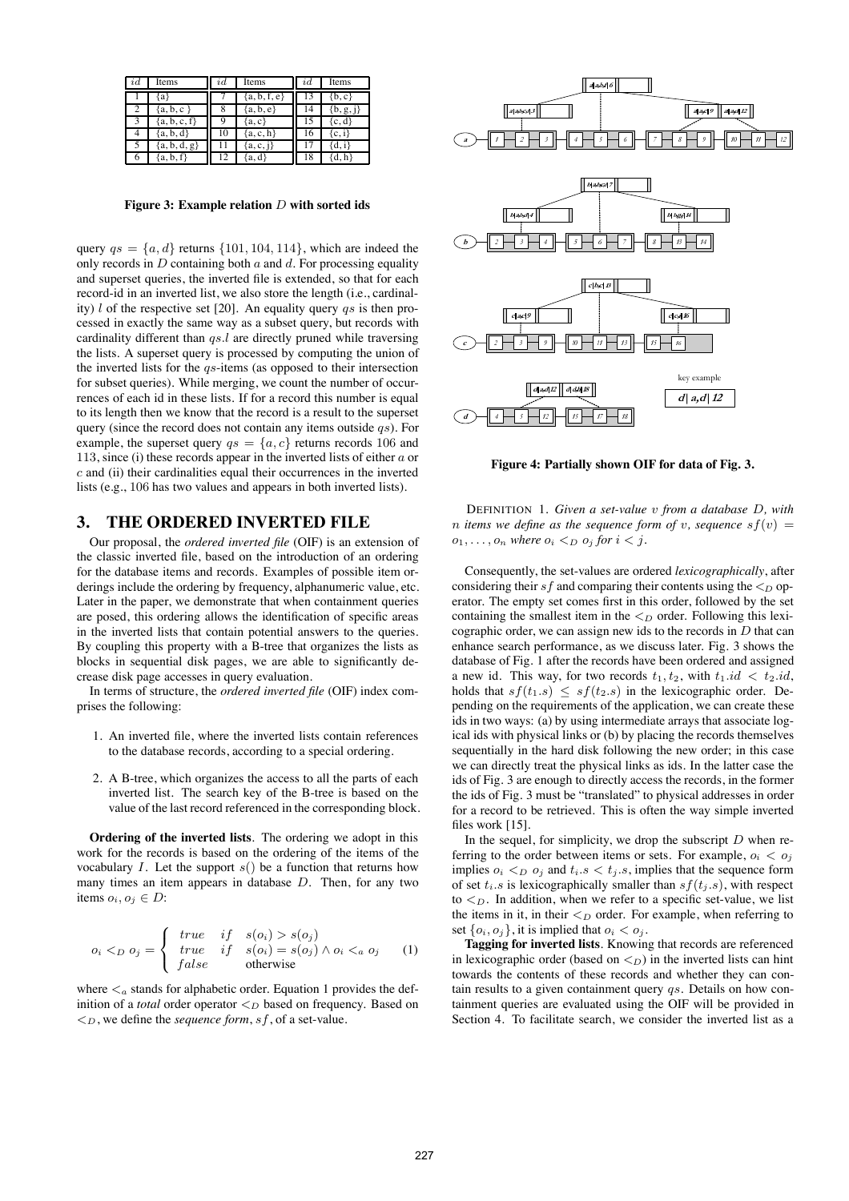| $id$ | Items | $id$ | Items | $id$ | Items |
|---|---|---|---|---|---|
| 1 | {a} | 7 | {a, b, f, e} | 13 | {b, c} |
| 2 | {a, b, c } | 8 | {a, b, e} | 14 | {b, g, j} |
| 3 | {a, b, c, f} | 9 | {a, c} | 15 | {c, d} |
| 4 | {a, b, d} | 10 | {a, c, h} | 16 | {c, i} |
| 5 | {a, b, d, g} | 11 | {a, c, j} | 17 | {d, i} |
| 6 | {a, b, f} | 12 | {a, d} | 18 | {d, h} |

**Figure 3: Example relation $D$ with sorted ids**

query $qs = \{a, d\}$ returns $\{101, 104, 114\}$, which are indeed the only records in $D$ containing both $a$ and $d$. For processing equality and superset queries, the inverted file is extended, so that for each record-id in an inverted list, we also store the length (i.e., cardinality) $l$ of the respective set [20]. An equality query $qs$ is then processed in exactly the same way as a subset query, but records with cardinality different than $qs.l$ are directly pruned while traversing the lists. A superset query is processed by computing the union of the inverted lists for the $qs$-items (as opposed to their intersection for subset queries). While merging, we count the number of occurrences of each id in these lists. If for a record this number is equal to its length then we know that the record is a result to the superset query (since the record does not contain any items outside $qs$). For example, the superset query $qs = \{a, c\}$ returns records 106 and 113, since (i) these records appear in the inverted lists of either $a$ or $c$ and (ii) their cardinalities equal their occurrences in the inverted lists (e.g., 106 has two values and appears in both inverted lists).

## 3. THE ORDERED INVERTED FILE

Our proposal, the *ordered inverted file* (OIF) is an extension of the classic inverted file, based on the introduction of an ordering for the database items and records. Examples of possible item orderings include the ordering by frequency, alphanumeric value, etc. Later in the paper, we demonstrate that when containment queries are posed, this ordering allows the identification of specific areas in the inverted lists that contain potential answers to the queries. By coupling this property with a B-tree that organizes the lists as blocks in sequential disk pages, we are able to significantly decrease disk page accesses in query evaluation.

In terms of structure, the *ordered inverted file* (OIF) index comprises the following:

1. An inverted file, where the inverted lists contain references to the database records, according to a special ordering.
2. A B-tree, which organizes the access to all the parts of each inverted list. The search key of the B-tree is based on the value of the last record referenced in the corresponding block.

**Ordering of the inverted lists**. The ordering we adopt in this work for the records is based on the ordering of the items of the vocabulary $I$. Let the support $s()$ be a function that returns how many times an item appears in database $D$. Then, for any two items $o_i, o_j \in D$:

$$o_i <_D o_j = \begin{cases} true & if \quad s(o_i) > s(o_j) \\ true & if \quad s(o_i) = s(o_j) \wedge o_i <_a o_j \\ false & \quad \text{otherwise} \end{cases} \quad (1)$$

where $<_a$ stands for alphabetic order. Equation 1 provides the definition of a *total* order operator $<_D$ based on frequency. Based on $<_D$, we define the *sequence form*, $sf$, of a set-value.

**Figure 4: Partially shown OIF for data of Fig. 3.**

DEFINITION 1. *Given a set-value $v$ from a database $D$, with $n$ items we define as the sequence form of $v$, sequence $sf(v) = o_1, \ldots, o_n$ where $o_i <_D o_j$ for $i < j$.*

Consequently, the set-values are ordered *lexicographically*, after considering their $sf$ and comparing their contents using the $<_D$ operator. The empty set comes first in this order, followed by the set containing the smallest item in the $<_D$ order. Following this lexicographic order, we can assign new ids to the records in $D$ that can enhance search performance, as we discuss later. Fig. 3 shows the database of Fig. 1 after the records have been ordered and assigned a new id. This way, for two records $t_1, t_2$, with $t_1.id < t_2.id$, holds that $sf(t_1.s) \leq sf(t_2.s)$ in the lexicographic order. Depending on the requirements of the application, we can create these ids in two ways: (a) by using intermediate arrays that associate logical ids with physical links or (b) by placing the records themselves sequentially in the hard disk following the new order; in this case we can directly treat the physical links as ids. In the latter case the ids of Fig. 3 are enough to directly access the records, in the former the ids of Fig. 3 must be "translated" to physical addresses in order for a record to be retrieved. This is often the way simple inverted files work [15].

In the sequel, for simplicity, we drop the subscript $D$ when referring to the order between items or sets. For example, $o_i < o_j$ implies $o_i <_D o_j$ and $t_i.s < t_j.s$, implies that the sequence form of set $t_i.s$ is lexicographically smaller than $sf(t_j.s)$, with respect to $<_D$. In addition, when we refer to a specific set-value, we list the items in it, in their $<_D$ order. For example, when referring to set $\{o_i, o_j\}$, it is implied that $o_i < o_j$.

**Tagging for inverted lists**. Knowing that records are referenced in lexicographic order (based on $<_D$) in the inverted lists can hint towards the contents of these records and whether they can contain results to a given containment query $qs$. Details on how containment queries are evaluated using the OIF will be provided in Section 4. To facilitate search, we consider the inverted list as a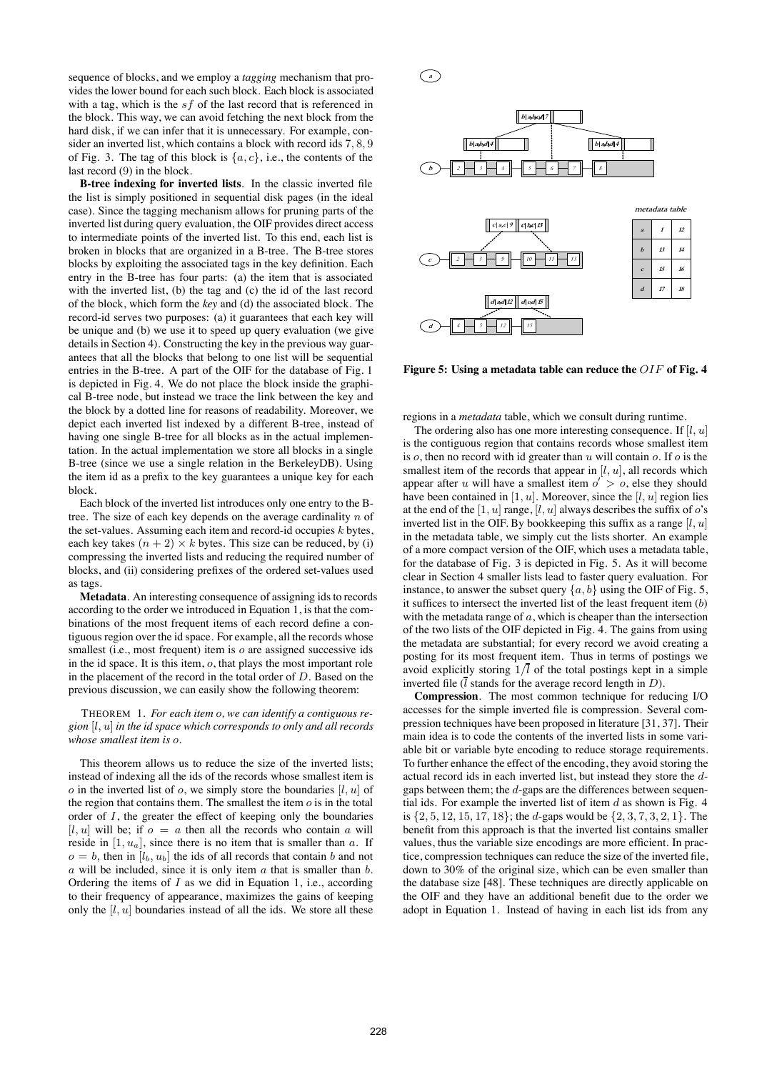sequence of blocks, and we employ a *tagging* mechanism that provides the lower bound for each such block. Each block is associated with a tag, which is the $sf$ of the last record that is referenced in the block. This way, we can avoid fetching the next block from the hard disk, if we can infer that it is unnecessary. For example, consider an inverted list, which contains a block with record ids $7, 8, 9$ of Fig. 3. The tag of this block is $\{a, c\}$, i.e., the contents of the last record (9) in the block.

**B-tree indexing for inverted lists**. In the classic inverted file the list is simply positioned in sequential disk pages (in the ideal case). Since the tagging mechanism allows for pruning parts of the inverted list during query evaluation, the OIF provides direct access to intermediate points of the inverted list. To this end, each list is broken in blocks that are organized in a B-tree. The B-tree stores blocks by exploiting the associated tags in the key definition. Each entry in the B-tree has four parts: (a) the item that is associated with the inverted list, (b) the tag and (c) the id of the last record of the block, which form the *key* and (d) the associated block. The record-id serves two purposes: (a) it guarantees that each key will be unique and (b) we use it to speed up query evaluation (we give details in Section 4). Constructing the key in the previous way guarantees that all the blocks that belong to one list will be sequential entries in the B-tree. A part of the OIF for the database of Fig. 1 is depicted in Fig. 4. We do not place the block inside the graphical B-tree node, but instead we trace the link between the key and the block by a dotted line for reasons of readability. Moreover, we depict each inverted list indexed by a different B-tree, instead of having one single B-tree for all blocks as in the actual implementation. In the actual implementation we store all blocks in a single B-tree (since we use a single relation in the BerkeleyDB). Using the item id as a prefix to the key guarantees a unique key for each block.

Each block of the inverted list introduces only one entry to the B-tree. The size of each key depends on the average cardinality $n$ of the set-values. Assuming each item and record-id occupies $k$ bytes, each key takes $(n + 2) \times k$ bytes. This size can be reduced, by (i) compressing the inverted lists and reducing the required number of blocks, and (ii) considering prefixes of the ordered set-values used as tags.

**Metadata**. An interesting consequence of assigning ids to records according to the order we introduced in Equation 1, is that the combinations of the most frequent items of each record define a contiguous region over the id space. For example, all the records whose smallest (i.e., most frequent) item is $o$ are assigned successive ids in the id space. It is this item, $o$, that plays the most important role in the placement of the record in the total order of $D$. Based on the previous discussion, we can easily show the following theorem:

THEOREM 1. *For each item $o$, we can identify a contiguous region $[l, u]$ in the id space which corresponds to only and all records whose smallest item is $o$.*

This theorem allows us to reduce the size of the inverted lists; instead of indexing all the ids of the records whose smallest item is $o$ in the inverted list of $o$, we simply store the boundaries $[l, u]$ of the region that contains them. The smallest the item $o$ is in the total order of $I$, the greater the effect of keeping only the boundaries $[l, u]$ will be; if $o = a$ then all the records who contain $a$ will reside in $[1, u_a]$, since there is no item that is smaller than $a$. If $o = b$, then in $[l_b, u_b]$ the ids of all records that contain $b$ and not $a$ will be included, since it is only item $a$ that is smaller than $b$. Ordering the items of $I$ as we did in Equation 1, i.e., according to their frequency of appearance, maximizes the gains of keeping only the $[l, u]$ boundaries instead of all the ids. We store all these regions in a *metadata* table, which we consult during runtime.

metadata table

| | | |
|---|---|---|
| a | 1 | 12 |
| b | 13 | 14 |
| c | 15 | 16 |
| d | 17 | 18 |

**Figure 5: Using a metadata table can reduce the $OIF$ of Fig. 4**

The ordering also has one more interesting consequence. If $[l, u]$ is the contiguous region that contains records whose smallest item is $o$, then no record with id greater than $u$ will contain $o$. If $o$ is the smallest item of the records that appear in $[l, u]$, all records which appear after $u$ will have a smallest item $o' > o$, else they should have been contained in $[1, u]$. Moreover, since the $[l, u]$ region lies at the end of the $[1, u]$ range, $[l, u]$ always describes the suffix of $o$'s inverted list in the OIF. By bookkeeping this suffix as a range $[l, u]$ in the metadata table, we simply cut the lists shorter. An example of a more compact version of the OIF, which uses a metadata table, for the database of Fig. 3 is depicted in Fig. 5. As it will become clear in Section 4 smaller lists lead to faster query evaluation. For instance, to answer the subset query $\{a, b\}$ using the OIF of Fig. 5, it suffices to intersect the inverted list of the least frequent item ($b$) with the metadata range of $a$, which is cheaper than the intersection of the two lists of the OIF depicted in Fig. 4. The gains from using the metadata are substantial; for every record we avoid creating a posting for its most frequent item. Thus in terms of postings we avoid explicitly storing $1/\bar{l}$ of the total postings kept in a simple inverted file ($\bar{l}$ stands for the average record length in $D$).

**Compression**. The most common technique for reducing I/O accesses for the simple inverted file is compression. Several compression techniques have been proposed in literature [31, 37]. Their main idea is to code the contents of the inverted lists in some variable bit or variable byte encoding to reduce storage requirements. To further enhance the effect of the encoding, they avoid storing the actual record ids in each inverted list, but instead they store the $d$-gaps between them; the $d$-gaps are the differences between sequential ids. For example the inverted list of item $d$ as shown is Fig. 4 is $\{2, 5, 12, 15, 17, 18\}$; the $d$-gaps would be $\{2, 3, 7, 3, 2, 1\}$. The benefit from this approach is that the inverted list contains smaller values, thus the variable size encodings are more efficient. In practice, compression techniques can reduce the size of the inverted file, down to 30% of the original size, which can be even smaller than the database size [48]. These techniques are directly applicable on the OIF and they have an additional benefit due to the order we adopt in Equation 1. Instead of having in each list ids from any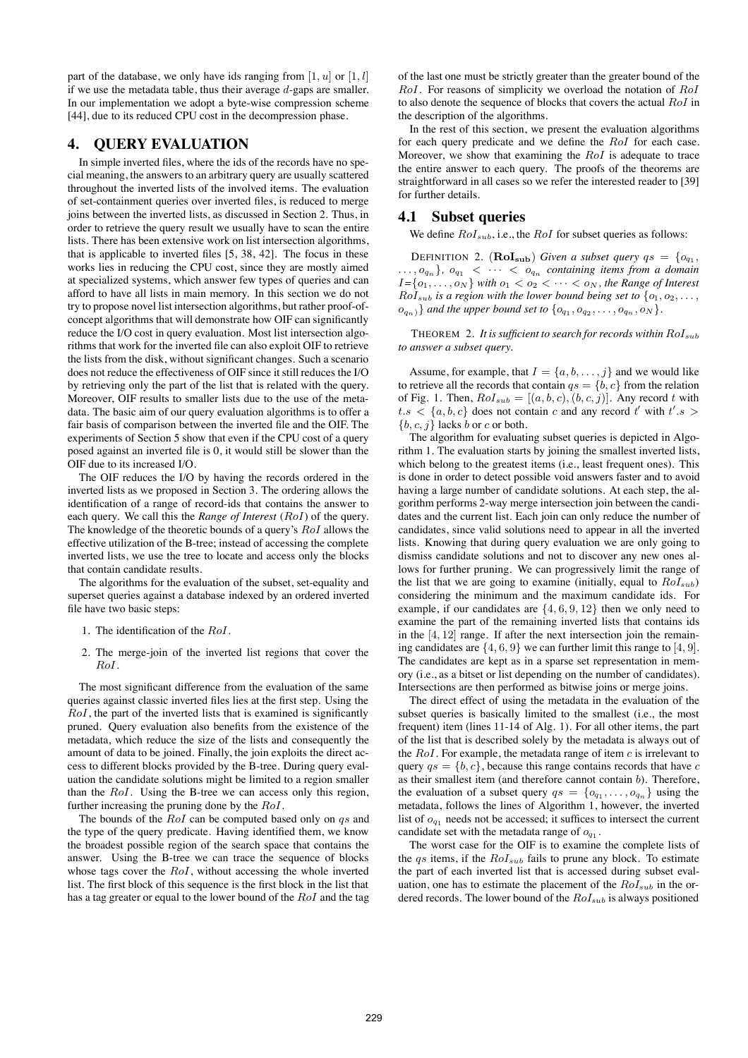part of the database, we only have ids ranging from $[1, u]$ or $[1, l]$ if we use the metadata table, thus their average $d$-gaps are smaller. In our implementation we adopt a byte-wise compression scheme [44], due to its reduced CPU cost in the decompression phase.

# 4. QUERY EVALUATION

In simple inverted files, where the ids of the records have no special meaning, the answers to an arbitrary query are usually scattered throughout the inverted lists of the involved items. The evaluation of set-containment queries over inverted files, is reduced to merge joins between the inverted lists, as discussed in Section 2. Thus, in order to retrieve the query result we usually have to scan the entire lists. There has been extensive work on list intersection algorithms, that is applicable to inverted files [5, 38, 42]. The focus in these works lies in reducing the CPU cost, since they are mostly aimed at specialized systems, which answer few types of queries and can afford to have all lists in main memory. In this section we do not try to propose novel list intersection algorithms, but rather proof-of-concept algorithms that will demonstrate how OIF can significantly reduce the I/O cost in query evaluation. Most list intersection algorithms that work for the inverted file can also exploit OIF to retrieve the lists from the disk, without significant changes. Such a scenario does not reduce the effectiveness of OIF since it still reduces the I/O by retrieving only the part of the list that is related with the query. Moreover, OIF results to smaller lists due to the use of the metadata. The basic aim of our query evaluation algorithms is to offer a fair basis of comparison between the inverted file and the OIF. The experiments of Section 5 show that even if the CPU cost of a query posed against an inverted file is 0, it would still be slower than the OIF due to its increased I/O.

The OIF reduces the I/O by having the records ordered in the inverted lists as we proposed in Section 3. The ordering allows the identification of a range of record-ids that contains the answer to each query. We call this the *Range of Interest* ($RoI$) of the query. The knowledge of the theoretic bounds of a query's $RoI$ allows the effective utilization of the B-tree; instead of accessing the complete inverted lists, we use the tree to locate and access only the blocks that contain candidate results.

The algorithms for the evaluation of the subset, set-equality and superset queries against a database indexed by an ordered inverted file have two basic steps:

1. The identification of the $RoI$.
2. The merge-join of the inverted list regions that cover the $RoI$.

The most significant difference from the evaluation of the same queries against classic inverted files lies at the first step. Using the $RoI$, the part of the inverted lists that is examined is significantly pruned. Query evaluation also benefits from the existence of the metadata, which reduce the size of the lists and consequently the amount of data to be joined. Finally, the join exploits the direct access to different blocks provided by the B-tree. During query evaluation the candidate solutions might be limited to a region smaller than the $RoI$. Using the B-tree we can access only this region, further increasing the pruning done by the $RoI$.

The bounds of the $RoI$ can be computed based only on $qs$ and the type of the query predicate. Having identified them, we know the broadest possible region of the search space that contains the answer. Using the B-tree we can trace the sequence of blocks whose tags cover the $RoI$, without accessing the whole inverted list. The first block of this sequence is the first block in the list that has a tag greater or equal to the lower bound of the $RoI$ and the tag of the last one must be strictly greater than the greater bound of the $RoI$. For reasons of simplicity we overload the notation of $RoI$ to also denote the sequence of blocks that covers the actual $RoI$ in the description of the algorithms.

In the rest of this section, we present the evaluation algorithms for each query predicate and we define the $RoI$ for each case. Moreover, we show that examining the $RoI$ is adequate to trace the entire answer to each query. The proofs of the theorems are straightforward in all cases so we refer the interested reader to [39] for further details.

## 4.1 Subset queries

We define $RoI_{sub}$, i.e., the $RoI$ for subset queries as follows:

DEFINITION 2. (**$RoI_{sub}$**) *Given a subset query $qs = \{o_{q_1}, \ldots, o_{q_n}\}$, $o_{q_1} < \cdots < o_{q_n}$ containing items from a domain $I = \{o_1, \ldots, o_N\}$ with $o_1 < o_2 < \cdots < o_N$, the Range of Interest $RoI_{sub}$ is a region with the lower bound being set to $\{o_1, o_2, \ldots, o_{q_n}\}$ and the upper bound set to $\{o_{q_1}, o_{q_2}, \ldots, o_{q_n}, o_N\}$.*

THEOREM 2. *It is sufficient to search for records within $RoI_{sub}$ to answer a subset query.*

Assume, for example, that $I = \{a, b, \ldots, j\}$ and we would like to retrieve all the records that contain $qs = \{b, c\}$ from the relation of Fig. 1. Then, $RoI_{sub} = [(a, b, c), (b, c, j)]$. Any record $t$ with $t.s < \{a, b, c\}$ does not contain $c$ and any record $t'$ with $t'.s > \{b, c, j\}$ lacks $b$ or $c$ or both.

The algorithm for evaluating subset queries is depicted in Algorithm 1. The evaluation starts by joining the smallest inverted lists, which belong to the greatest items (i.e., least frequent ones). This is done in order to detect possible void answers faster and to avoid having a large number of candidate solutions. At each step, the algorithm performs 2-way merge intersection join between the candidates and the current list. Each join can only reduce the number of candidates, since valid solutions need to appear in all the inverted lists. Knowing that during query evaluation we are only going to dismiss candidate solutions and not to discover any new ones allows for further pruning. We can progressively limit the range of the list that we are going to examine (initially, equal to $RoI_{sub}$) considering the minimum and the maximum candidate ids. For example, if our candidates are $\{4, 6, 9, 12\}$ then we only need to examine the part of the remaining inverted lists that contains ids in the $[4, 12]$ range. If after the next intersection join the remaining candidates are $\{4, 6, 9\}$ we can further limit this range to $[4, 9]$. The candidates are kept as in a sparse set representation in memory (i.e., as a bitset or list depending on the number of candidates). Intersections are then performed as bitwise joins or merge joins.

The direct effect of using the metadata in the evaluation of the subset queries is basically limited to the smallest (i.e., the most frequent) item (lines 11-14 of Alg. 1). For all other items, the part of the list that is described solely by the metadata is always out of the $RoI$. For example, the metadata range of item $c$ is irrelevant to query $qs = \{b, c\}$, because this range contains records that have $c$ as their smallest item (and therefore cannot contain $b$). Therefore, the evaluation of a subset query $qs = \{o_{q_1}, \ldots, o_{q_n}\}$ using the metadata, follows the lines of Algorithm 1, however, the inverted list of $o_{q_1}$ needs not be accessed; it suffices to intersect the current candidate set with the metadata range of $o_{q_1}$.

The worst case for the OIF is to examine the complete lists of the $qs$ items, if the $RoI_{sub}$ fails to prune any block. To estimate the part of each inverted list that is accessed during subset evaluation, one has to estimate the placement of the $RoI_{sub}$ in the ordered records. The lower bound of the $RoI_{sub}$ is always positioned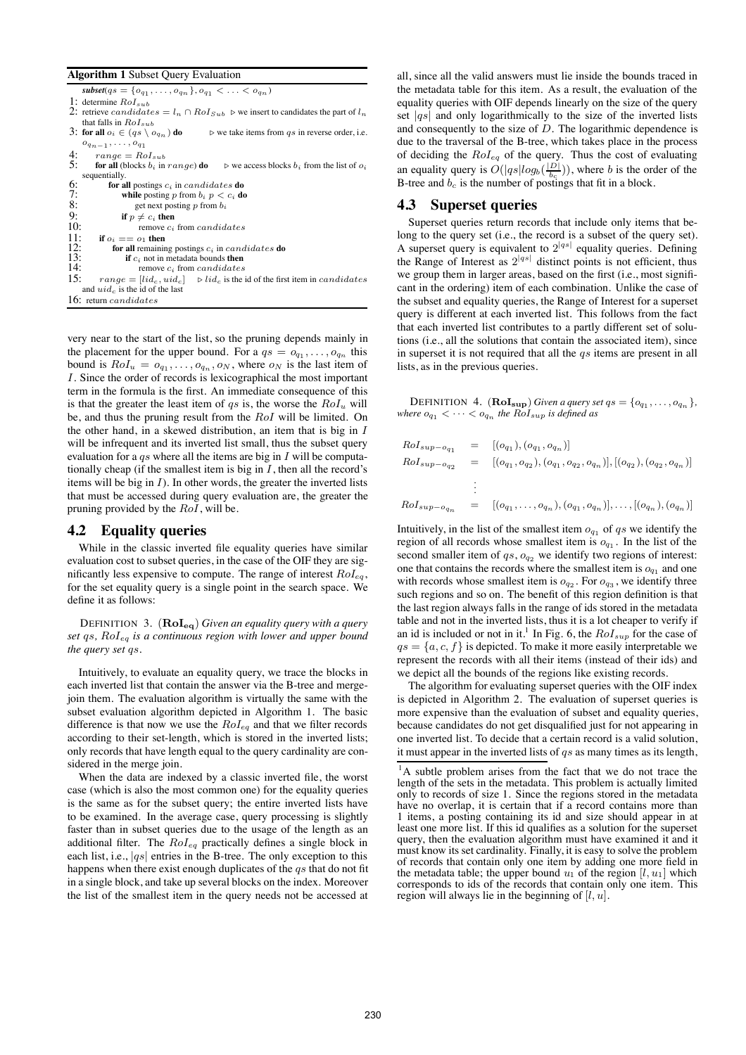**Algorithm 1** Subset Query Evaluation

```
    subset(qs = {o_q1, ..., o_qn}, o_q1 < ... < o_qn)
1:  determine RoI_sub
2:  retrieve candidates = l_n ∩ RoI_Sub   ▷ we insert to candidates the part of l_n that falls in RoI_sub
3:  for all o_i ∈ (qs \ o_qn) do          ▷ we take items from qs in reverse order, i.e. o_qn-1, ..., o_q1
4:      range = RoI_sub
5:      for all (blocks b_i in range) do  ▷ we access blocks b_i from the list of o_i sequentially.
6:          for all postings c_i in candidates do
7:              while posting p from b_i p < c_i do
8:                  get next posting p from b_i
9:              if p ≠ c_i then
10:                 remove c_i from candidates
11:     if o_i == o_1 then
12:         for all remaining postings c_i in candidates do
13:             if c_i not in metadata bounds then
14:                 remove c_i from candidates
15:     range = [lid_c, uid_c]   ▷ lid_c is the id of the first item in candidates and uid_c is the id of the last
16: return candidates
```

very near to the start of the list, so the pruning depends mainly in the placement for the upper bound. For a $qs = o_{q_1}, \ldots, o_{q_n}$ this bound is $RoI_u = o_{q_1}, \ldots, o_{q_n}, o_N$, where $o_N$ is the last item of $I$. Since the order of records is lexicographical the most important term in the formula is the first. An immediate consequence of this is that the greater the least item of $qs$ is, the worse the $RoI_u$ will be, and thus the pruning result from the $RoI$ will be limited. On the other hand, in a skewed distribution, an item that is big in $I$ will be infrequent and its inverted list small, thus the subset query evaluation for a $qs$ where all the items are big in $I$ will be computationally cheap (if the smallest item is big in $I$, then all the record's items will be big in $I$). In other words, the greater the inverted lists that must be accessed during query evaluation are, the greater the pruning provided by the $RoI$, will be.

## 4.2 Equality queries

While in the classic inverted file equality queries have similar evaluation cost to subset queries, in the case of the OIF they are significantly less expensive to compute. The range of interest $RoI_{eq}$, for the set equality query is a single point in the search space. We define it as follows:

DEFINITION 3. ($\mathbf{RoI_{eq}}$) *Given an equality query with a query set $qs$, $RoI_{eq}$ is a continuous region with lower and upper bound the query set $qs$.*

Intuitively, to evaluate an equality query, we trace the blocks in each inverted list that contain the answer via the B-tree and merge-join them. The evaluation algorithm is virtually the same with the subset evaluation algorithm depicted in Algorithm 1. The basic difference is that now we use the $RoI_{eq}$ and that we filter records according to their set-length, which is stored in the inverted lists; only records that have length equal to the query cardinality are considered in the merge join.

When the data are indexed by a classic inverted file, the worst case (which is also the most common one) for the equality queries is the same as for the subset query; the entire inverted lists have to be examined. In the average case, query processing is slightly faster than in subset queries due to the usage of the length as an additional filter. The $RoI_{eq}$ practically defines a single block in each list, i.e., $|qs|$ entries in the B-tree. The only exception to this happens when there exist enough duplicates of the $qs$ that do not fit in a single block, and take up several blocks on the index. Moreover the list of the smallest item in the query needs not be accessed at all, since all the valid answers must lie inside the bounds traced in the metadata table for this item. As a result, the evaluation of the equality queries with OIF depends linearly on the size of the query set $|qs|$ and only logarithmically to the size of the inverted lists and consequently to the size of $D$. The logarithmic dependence is due to the traversal of the B-tree, which takes place in the process of deciding the $RoI_{eq}$ of the query. Thus the cost of evaluating an equality query is $O(|qs| log_b(\frac{|D|}{b_c}))$, where $b$ is the order of the B-tree and $b_c$ is the number of postings that fit in a block.

## 4.3 Superset queries

Superset queries return records that include only items that belong to the query set (i.e., the record is a subset of the query set). A superset query is equivalent to $2^{|qs|}$ equality queries. Defining the Range of Interest as $2^{|qs|}$ distinct points is not efficient, thus we group them in larger areas, based on the first (i.e., most significant in the ordering) item of each combination. Unlike the case of the subset and equality queries, the Range of Interest for a superset query is different at each inverted list. This follows from the fact that each inverted list contributes to a partly different set of solutions (i.e., all the solutions that contain the associated item), since in superset it is not required that all the $qs$ items are present in all lists, as in the previous queries.

DEFINITION 4. ($\mathbf{RoI_{sup}}$) *Given a query set $qs = \{o_{q_1}, \ldots, o_{q_n}\}$, where $o_{q_1} < \cdots < o_{q_n}$ the $RoI_{sup}$ is defined as*

$$
\begin{aligned}
RoI_{sup-o_{q_1}} &= [(o_{q_1}), (o_{q_1}, o_{q_n})] \\
RoI_{sup-o_{q_2}} &= [(o_{q_1}, o_{q_2}), (o_{q_1}, o_{q_2}, o_{q_n})], [(o_{q_2}), (o_{q_2}, o_{q_n})] \\
&\vdots \\
RoI_{sup-o_{q_n}} &= [(o_{q_1}, \ldots, o_{q_n}), (o_{q_1}, o_{q_n})], \ldots, [(o_{q_n}), (o_{q_n})]
\end{aligned}
$$

Intuitively, in the list of the smallest item $o_{q_1}$ of $qs$ we identify the region of all records whose smallest item is $o_{q_1}$. In the list of the second smaller item of $qs$, $o_{q_2}$ we identify two regions of interest: one that contains the records where the smallest item is $o_{q_1}$ and one with records whose smallest item is $o_{q_2}$. For $o_{q_3}$, we identify three such regions and so on. The benefit of this region definition is that the last region always falls in the range of ids stored in the metadata table and not in the inverted lists, thus it is a lot cheaper to verify if an id is included or not in it.[1] In Fig. 6, the $RoI_{sup}$ for the case of $qs = \{a, c, f\}$ is depicted. To make it more easily interpretable we represent the records with all their items (instead of their ids) and we depict all the bounds of the regions like existing records.

The algorithm for evaluating superset queries with the OIF index is depicted in Algorithm 2. The evaluation of superset queries is more expensive than the evaluation of subset and equality queries, because candidates do not get disqualified just for not appearing in one inverted list. To decide that a certain record is a valid solution, it must appear in the inverted lists of $qs$ as many times as its length,

[1] A subtle problem arises from the fact that we do not trace the length of the sets in the metadata. This problem is actually limited only to records of size 1. Since the regions stored in the metadata have no overlap, it is certain that if a record contains more than 1 items, a posting containing its id and size should appear in at least one more list. If this id qualifies as a solution for the superset query, then the evaluation algorithm must have examined it and it must know its set cardinality. Finally, it is easy to solve the problem of records that contain only one item by adding one more field in the metadata table; the upper bound $u_1$ of the region $[l, u_1]$ which corresponds to ids of the records that contain only one item. This region will always lie in the beginning of $[l, u]$.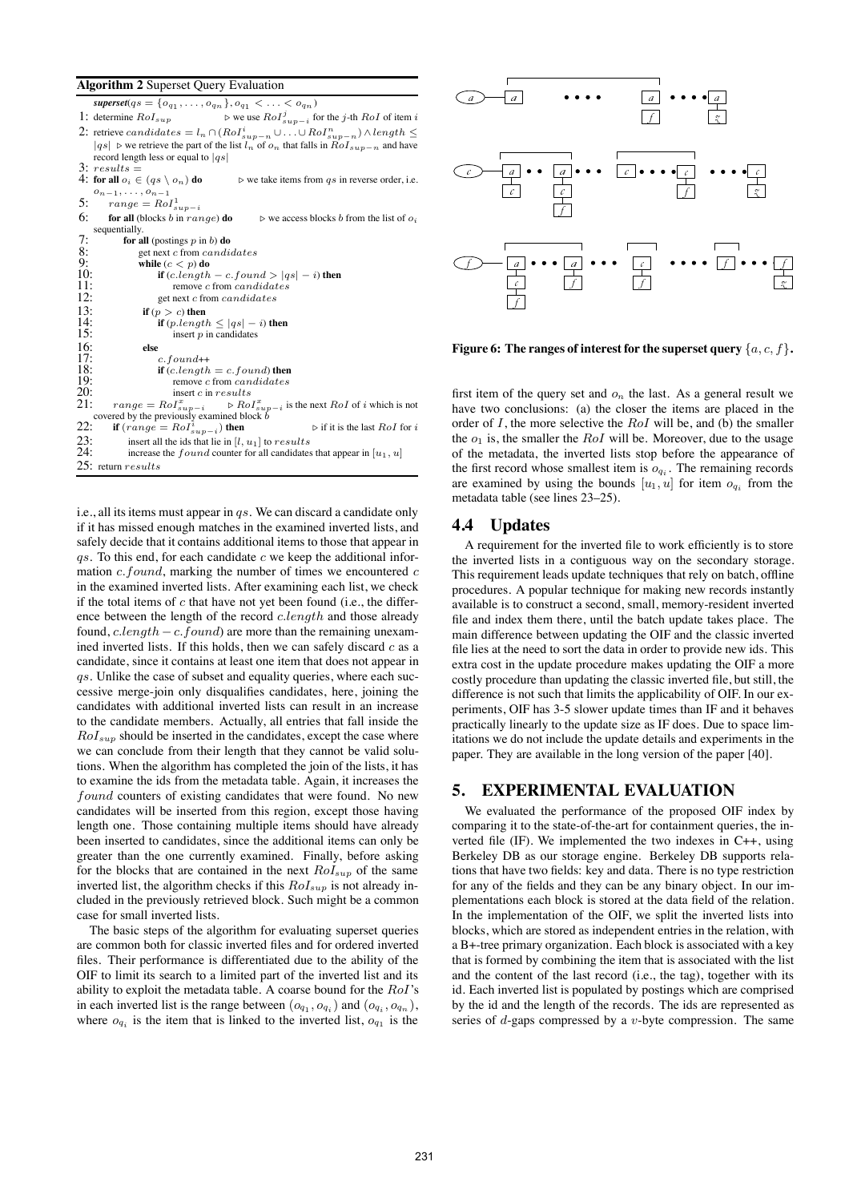**Algorithm 2** Superset Query Evaluation

```
    superset(qs = {o_q1, ..., o_qn}, o_q1 < ... < o_qn)
1:  determine RoI_sup                      ▷ we use RoI^j_{sup-i} for the j-th RoI of item i
2:  retrieve candidates = l_n ∩ (RoI^i_{sup-n} ∪ ... ∪ RoI^n_{sup-n}) ∧ length ≤
    |qs|  ▷ we retrieve the part of the list l_n of o_n that falls in RoI_{sup-n} and have
    record length less or equal to |qs|
3:  results =
4:  for all o_i ∈ (qs \ o_n) do            ▷ we take items from qs in reverse order, i.e.
    o_{n-1}, ..., o_{n-1}
5:      range = RoI^1_{sup-i}
6:      for all (blocks b in range) do     ▷ we access blocks b from the list of o_i
    sequentially.
7:          for all (postings p in b) do
8:              get next c from candidates
9:              while (c < p) do
10:                 if (c.length − c.found > |qs| − i) then
11:                     remove c from candidates
12:                 get next c from candidates
13:             if (p > c) then
14:                 if (p.length ≤ |qs| − i) then
15:                     insert p in candidates
16:             else
17:                 c.found++
18:                 if (c.length = c.found) then
19:                     remove c from candidates
20:                     insert c in results
21:     range = RoI^x_{sup-i}    ▷ RoI^x_{sup-i} is the next RoI of i which is not
    covered by the previously examined block b
22:     if (range = RoI^i_{sup-i}) then           ▷ if it is the last RoI for i
23:         insert all the ids that lie in [l, u_1] to results
24:         increase the found counter for all candidates that appear in [u_1, u]
25: return results
```

i.e., all its items must appear in $qs$. We can discard a candidate only if it has missed enough matches in the examined inverted lists, and safely decide that it contains additional items to those that appear in $qs$. To this end, for each candidate $c$ we keep the additional information $c.found$, marking the number of times we encountered $c$ in the examined inverted lists. After examining each list, we check if the total items of $c$ that have not yet been found (i.e., the difference between the length of the record $c.length$ and those already found, $c.length - c.found$) are more than the remaining unexamined inverted lists. If this holds, then we can safely discard $c$ as a candidate, since it contains at least one item that does not appear in $qs$. Unlike the case of subset and equality queries, where each successive merge-join only disqualifies candidates, here, joining the candidates with additional inverted lists can result in an increase to the candidate members. Actually, all entries that fall inside the $RoI_{sup}$ should be inserted in the candidates, except the case where we can conclude from their length that they cannot be valid solutions. When the algorithm has completed the join of the lists, it has to examine the ids from the metadata table. Again, it increases the $found$ counters of existing candidates that were found. No new candidates will be inserted from this region, except those having length one. Those containing multiple items should have already been inserted to candidates, since the additional items can only be greater than the one currently examined. Finally, before asking for the blocks that are contained in the next $RoI_{sup}$ of the same inverted list, the algorithm checks if this $RoI_{sup}$ is not already included in the previously retrieved block. Such might be a common case for small inverted lists.

The basic steps of the algorithm for evaluating superset queries are common both for classic inverted files and for ordered inverted files. Their performance is differentiated due to the ability of the OIF to limit its search to a limited part of the inverted list and its ability to exploit the metadata table. A coarse bound for the $RoI$'s in each inverted list is the range between $(o_{q_1}, o_{q_i})$ and $(o_{q_i}, o_{q_n})$, where $o_{q_i}$ is the item that is linked to the inverted list, $o_{q_1}$ is the first item of the query set and $o_n$ the last. As a general result we have two conclusions: (a) the closer the items are placed in the order of $I$, the more selective the $RoI$ will be, and (b) the smaller the $o_1$ is, the smaller the $RoI$ will be. Moreover, due to the usage of the metadata, the inverted lists stop before the appearance of the first record whose smallest item is $o_{q_i}$. The remaining records are examined by using the bounds $[u_1, u]$ for item $o_{q_i}$ from the metadata table (see lines 23–25).

Figure 6: The ranges of interest for the superset query $\{a, c, f\}$.

## 4.4 Updates

A requirement for the inverted file to work efficiently is to store the inverted lists in a contiguous way on the secondary storage. This requirement leads update techniques that rely on batch, offline procedures. A popular technique for making new records instantly available is to construct a second, small, memory-resident inverted file and index them there, until the batch update takes place. The main difference between updating the OIF and the classic inverted file lies at the need to sort the data in order to provide new ids. This extra cost in the update procedure makes updating the OIF a more costly procedure than updating the classic inverted file, but still, the difference is not such that limits the applicability of OIF. In our experiments, OIF has 3-5 slower update times than IF and it behaves practically linearly to the update size as IF does. Due to space limitations we do not include the update details and experiments in the paper. They are available in the long version of the paper [40].

# 5. EXPERIMENTAL EVALUATION

We evaluated the performance of the proposed OIF index by comparing it to the state-of-the-art for containment queries, the inverted file (IF). We implemented the two indexes in C++, using Berkeley DB as our storage engine. Berkeley DB supports relations that have two fields: key and data. There is no type restriction for any of the fields and they can be any binary object. In our implementations each block is stored at the data field of the relation. In the implementation of the OIF, we split the inverted lists into blocks, which are stored as independent entries in the relation, with a B+-tree primary organization. Each block is associated with a key that is formed by combining the item that is associated with the list and the content of the last record (i.e., the tag), together with its id. Each inverted list is populated by postings which are comprised by the id and the length of the records. The ids are represented as series of $d$-gaps compressed by a $v$-byte compression. The same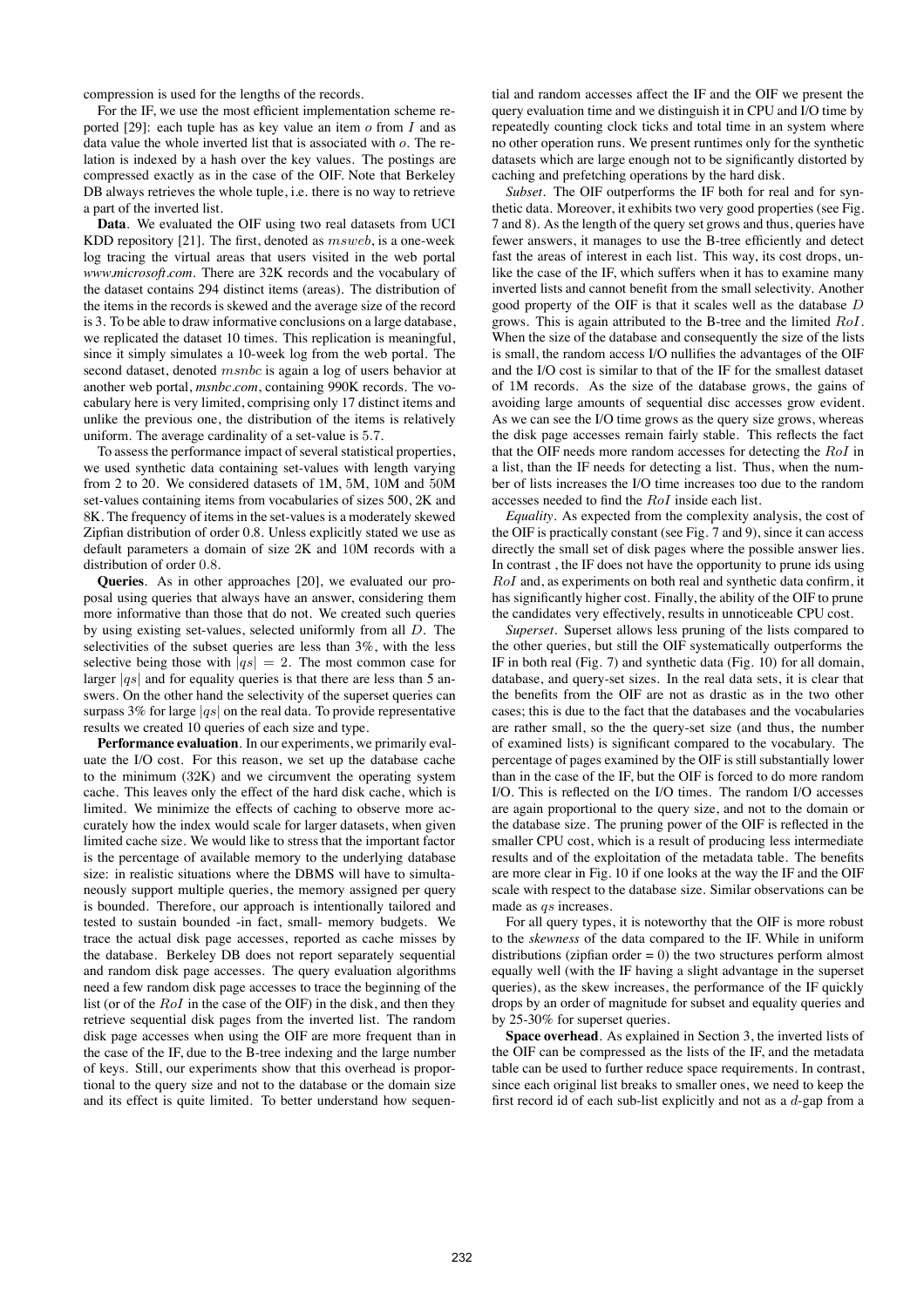compression is used for the lengths of the records.

For the IF, we use the most efficient implementation scheme reported [29]: each tuple has as key value an item $o$ from $I$ and as data value the whole inverted list that is associated with $o$. The relation is indexed by a hash over the key values. The postings are compressed exactly as in the case of the OIF. Note that Berkeley DB always retrieves the whole tuple, i.e. there is no way to retrieve a part of the inverted list.

**Data**. We evaluated the OIF using two real datasets from UCI KDD repository [21]. The first, denoted as $msweb$, is a one-week log tracing the virtual areas that users visited in the web portal *www.microsoft.com*. There are 32K records and the vocabulary of the dataset contains 294 distinct items (areas). The distribution of the items in the records is skewed and the average size of the record is 3. To be able to draw informative conclusions on a large database, we replicated the dataset 10 times. This replication is meaningful, since it simply simulates a 10-week log from the web portal. The second dataset, denoted $msnbc$ is again a log of users behavior at another web portal, *msnbc.com*, containing 990K records. The vocabulary here is very limited, comprising only 17 distinct items and unlike the previous one, the distribution of the items is relatively uniform. The average cardinality of a set-value is 5.7.

To assess the performance impact of several statistical properties, we used synthetic data containing set-values with length varying from 2 to 20. We considered datasets of 1M, 5M, 10M and 50M set-values containing items from vocabularies of sizes 500, 2K and 8K. The frequency of items in the set-values is a moderately skewed Zipfian distribution of order 0.8. Unless explicitly stated we use as default parameters a domain of size 2K and 10M records with a distribution of order 0.8.

**Queries**. As in other approaches [20], we evaluated our proposal using queries that always have an answer, considering them more informative than those that do not. We created such queries by using existing set-values, selected uniformly from all $D$. The selectivities of the subset queries are less than 3%, with the less selective being those with $|qs| = 2$. The most common case for larger $|qs|$ and for equality queries is that there are less than 5 answers. On the other hand the selectivity of the superset queries can surpass 3% for large $|qs|$ on the real data. To provide representative results we created 10 queries of each size and type.

**Performance evaluation**. In our experiments, we primarily evaluate the I/O cost. For this reason, we set up the database cache to the minimum (32K) and we circumvent the operating system cache. This leaves only the effect of the hard disk cache, which is limited. We minimize the effects of caching to observe more accurately how the index would scale for larger datasets, when given limited cache size. We would like to stress that the important factor is the percentage of available memory to the underlying database size: in realistic situations where the DBMS will have to simultaneously support multiple queries, the memory assigned per query is bounded. Therefore, our approach is intentionally tailored and tested to sustain bounded -in fact, small- memory budgets. We trace the actual disk page accesses, reported as cache misses by the database. Berkeley DB does not report separately sequential and random disk page accesses. The query evaluation algorithms need a few random disk page accesses to trace the beginning of the list (or of the $RoI$ in the case of the OIF) in the disk, and then they retrieve sequential disk pages from the inverted list. The random disk page accesses when using the OIF are more frequent than in the case of the IF, due to the B-tree indexing and the large number of keys. Still, our experiments show that this overhead is proportional to the query size and not to the database or the domain size and its effect is quite limited. To better understand how sequential and random accesses affect the IF and the OIF we present the query evaluation time and we distinguish it in CPU and I/O time by repeatedly counting clock ticks and total time in an system where no other operation runs. We present runtimes only for the synthetic datasets which are large enough not to be significantly distorted by caching and prefetching operations by the hard disk.

*Subset*. The OIF outperforms the IF both for real and for synthetic data. Moreover, it exhibits two very good properties (see Fig. 7 and 8). As the length of the query set grows and thus, queries have fewer answers, it manages to use the B-tree efficiently and detect fast the areas of interest in each list. This way, its cost drops, unlike the case of the IF, which suffers when it has to examine many inverted lists and cannot benefit from the small selectivity. Another good property of the OIF is that it scales well as the database $D$ grows. This is again attributed to the B-tree and the limited $RoI$. When the size of the database and consequently the size of the lists is small, the random access I/O nullifies the advantages of the OIF and the I/O cost is similar to that of the IF for the smallest dataset of 1M records. As the size of the database grows, the gains of avoiding large amounts of sequential disc accesses grow evident. As we can see the I/O time grows as the query size grows, whereas the disk page accesses remain fairly stable. This reflects the fact that the OIF needs more random accesses for detecting the $RoI$ in a list, than the IF needs for detecting a list. Thus, when the number of lists increases the I/O time increases too due to the random accesses needed to find the $RoI$ inside each list.

*Equality*. As expected from the complexity analysis, the cost of the OIF is practically constant (see Fig. 7 and 9), since it can access directly the small set of disk pages where the possible answer lies. In contrast , the IF does not have the opportunity to prune ids using $RoI$ and, as experiments on both real and synthetic data confirm, it has significantly higher cost. Finally, the ability of the OIF to prune the candidates very effectively, results in unnoticeable CPU cost.

*Superset*. Superset allows less pruning of the lists compared to the other queries, but still the OIF systematically outperforms the IF in both real (Fig. 7) and synthetic data (Fig. 10) for all domain, database, and query-set sizes. In the real data sets, it is clear that the benefits from the OIF are not as drastic as in the two other cases; this is due to the fact that the databases and the vocabularies are rather small, so the the query-set size (and thus, the number of examined lists) is significant compared to the vocabulary. The percentage of pages examined by the OIF is still substantially lower than in the case of the IF, but the OIF is forced to do more random I/O. This is reflected on the I/O times. The random I/O accesses are again proportional to the query size, and not to the domain or the database size. The pruning power of the OIF is reflected in the smaller CPU cost, which is a result of producing less intermediate results and of the exploitation of the metadata table. The benefits are more clear in Fig. 10 if one looks at the way the IF and the OIF scale with respect to the database size. Similar observations can be made as $qs$ increases.

For all query types, it is noteworthy that the OIF is more robust to the *skewness* of the data compared to the IF. While in uniform distributions (zipfian order = 0) the two structures perform almost equally well (with the IF having a slight advantage in the superset queries), as the skew increases, the performance of the IF quickly drops by an order of magnitude for subset and equality queries and by 25-30% for superset queries.

**Space overhead**. As explained in Section 3, the inverted lists of the OIF can be compressed as the lists of the IF, and the metadata table can be used to further reduce space requirements. In contrast, since each original list breaks to smaller ones, we need to keep the first record id of each sub-list explicitly and not as a $d$-gap from a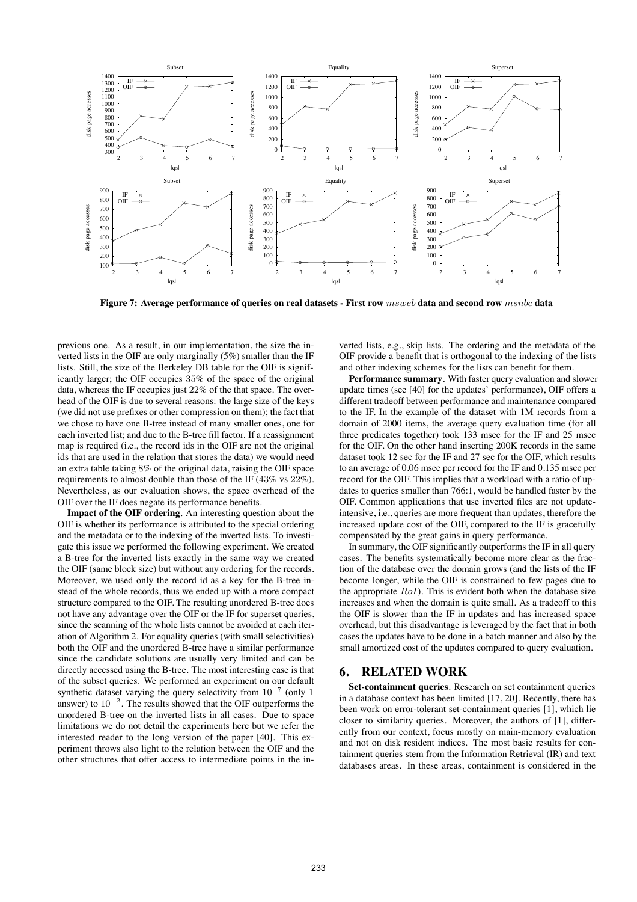**Figure 7: Average performance of queries on real datasets - First row $msweb$ data and second row $msnbc$ data**

previous one. As a result, in our implementation, the size the inverted lists in the OIF are only marginally (5%) smaller than the IF lists. Still, the size of the Berkeley DB table for the OIF is significantly larger; the OIF occupies 35% of the space of the original data, whereas the IF occupies just 22% of the that space. The overhead of the OIF is due to several reasons: the large size of the keys (we did not use prefixes or other compression on them); the fact that we chose to have one B-tree instead of many smaller ones, one for each inverted list; and due to the B-tree fill factor. If a reassignment map is required (i.e., the record ids in the OIF are not the original ids that are used in the relation that stores the data) we would need an extra table taking 8% of the original data, raising the OIF space requirements to almost double than those of the IF (43% vs 22%). Nevertheless, as our evaluation shows, the space overhead of the OIF over the IF does negate its performance benefits.

**Impact of the OIF ordering**. An interesting question about the OIF is whether its performance is attributed to the special ordering and the metadata or to the indexing of the inverted lists. To investigate this issue we performed the following experiment. We created a B-tree for the inverted lists exactly in the same way we created the OIF (same block size) but without any ordering for the records. Moreover, we used only the record id as a key for the B-tree instead of the whole records, thus we ended up with a more compact structure compared to the OIF. The resulting unordered B-tree does not have any advantage over the OIF or the IF for superset queries, since the scanning of the whole lists cannot be avoided at each iteration of Algorithm 2. For equality queries (with small selectivities) both the OIF and the unordered B-tree have a similar performance since the candidate solutions are usually very limited and can be directly accessed using the B-tree. The most interesting case is that of the subset queries. We performed an experiment on our default synthetic dataset varying the query selectivity from $10^{-7}$ (only 1 answer) to $10^{-2}$. The results showed that the OIF outperforms the unordered B-tree on the inverted lists in all cases. Due to space limitations we do not detail the experiments here but we refer the interested reader to the long version of the paper [40]. This experiment throws also light to the relation between the OIF and the other structures that offer access to intermediate points in the inverted lists, e.g., skip lists. The ordering and the metadata of the OIF provide a benefit that is orthogonal to the indexing of the lists and other indexing schemes for the lists can benefit for them.

**Performance summary**. With faster query evaluation and slower update times (see [40] for the updates' performance), OIF offers a different tradeoff between performance and maintenance compared to the IF. In the example of the dataset with 1M records from a domain of 2000 items, the average query evaluation time (for all three predicates together) took 133 msec for the IF and 25 msec for the OIF. On the other hand inserting 200K records in the same dataset took 12 sec for the IF and 27 sec for the OIF, which results to an average of 0.06 msec per record for the IF and 0.135 msec per record for the OIF. This implies that a workload with a ratio of updates to queries smaller than 766:1, would be handled faster by the OIF. Common applications that use inverted files are not update-intensive, i.e., queries are more frequent than updates, therefore the increased update cost of the OIF, compared to the IF is gracefully compensated by the great gains in query performance.

In summary, the OIF significantly outperforms the IF in all query cases. The benefits systematically become more clear as the fraction of the database over the domain grows (and the lists of the IF become longer, while the OIF is constrained to few pages due to the appropriate $RoI$). This is evident both when the database size increases and when the domain is quite small. As a tradeoff to this the OIF is slower than the IF in updates and has increased space overhead, but this disadvantage is leveraged by the fact that in both cases the updates have to be done in a batch manner and also by the small amortized cost of the updates compared to query evaluation.

## 6. RELATED WORK

**Set-containment queries**. Research on set containment queries in a database context has been limited [17, 20]. Recently, there has been work on error-tolerant set-containment queries [1], which lie closer to similarity queries. Moreover, the authors of [1], differently from our context, focus mostly on main-memory evaluation and not on disk resident indices. The most basic results for containment queries stem from the Information Retrieval (IR) and text databases areas. In these areas, containment is considered in the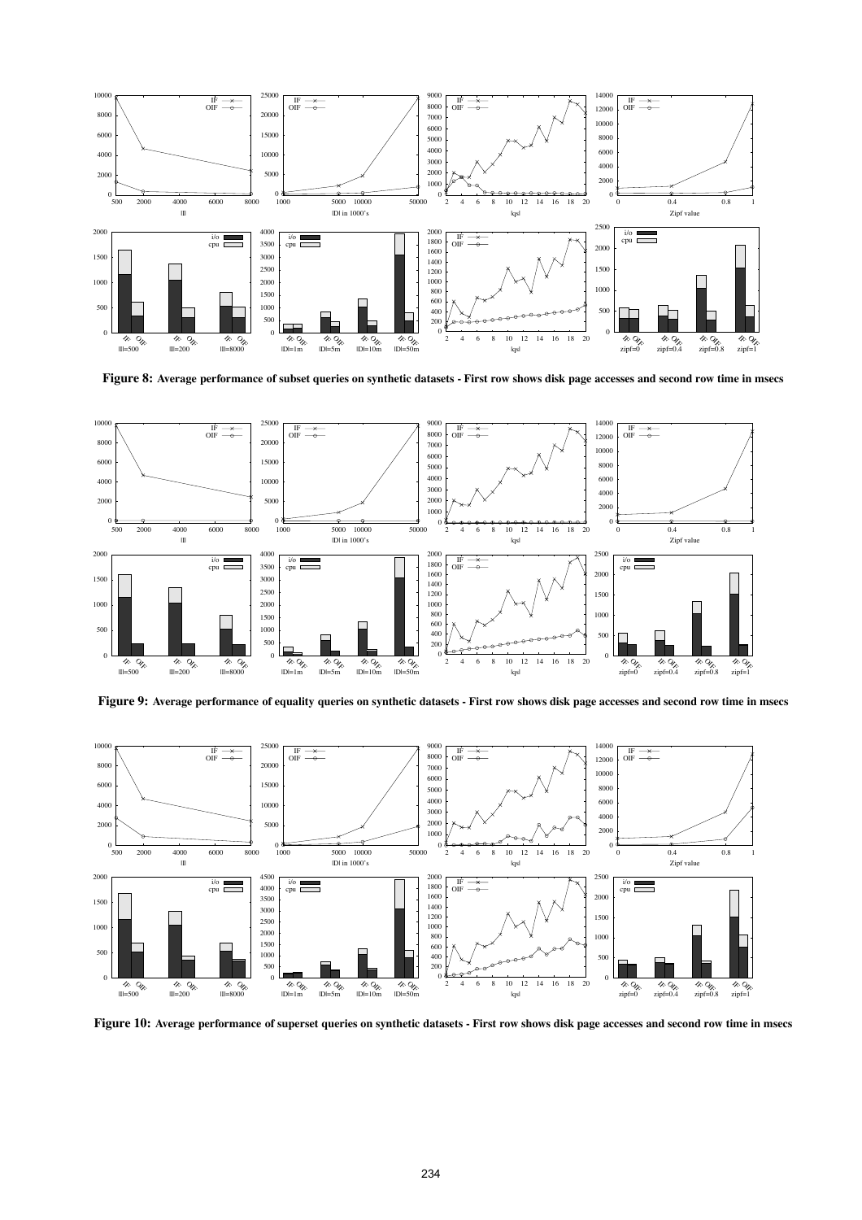**Figure 8: Average performance of subset queries on synthetic datasets - First row shows disk page accesses and second row time in msecs**

**Figure 9: Average performance of equality queries on synthetic datasets - First row shows disk page accesses and second row time in msecs**

**Figure 10: Average performance of superset queries on synthetic datasets - First row shows disk page accesses and second row time in msecs**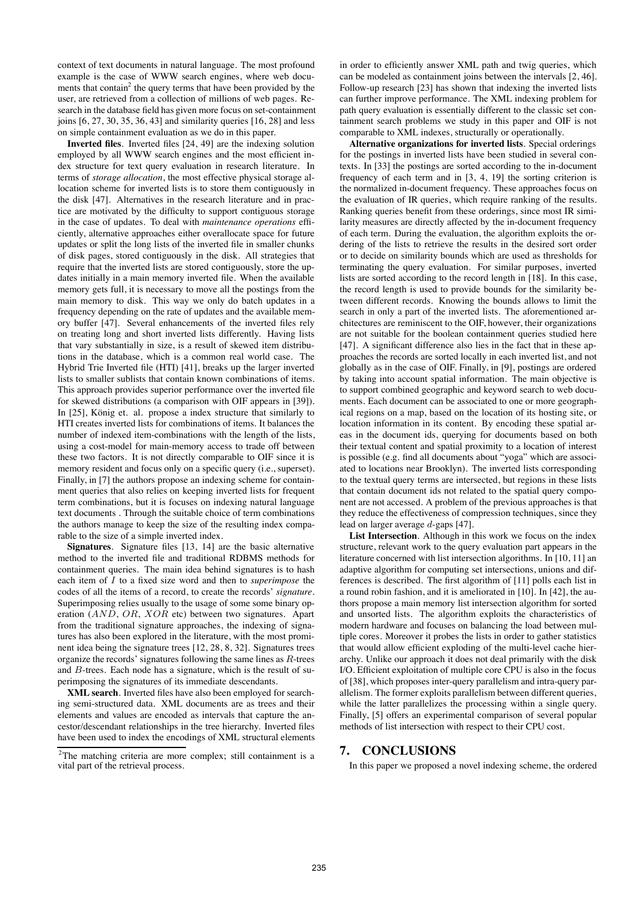context of text documents in natural language. The most profound example is the case of WWW search engines, where web documents that contain[2] the query terms that have been provided by the user, are retrieved from a collection of millions of web pages. Research in the database field has given more focus on set-containment joins [6, 27, 30, 35, 36, 43] and similarity queries [16, 28] and less on simple containment evaluation as we do in this paper.

**Inverted files**. Inverted files [24, 49] are the indexing solution employed by all WWW search engines and the most efficient index structure for text query evaluation in research literature. In terms of *storage allocation*, the most effective physical storage allocation scheme for inverted lists is to store them contiguously in the disk [47]. Alternatives in the research literature and in practice are motivated by the difficulty to support contiguous storage in the case of updates. To deal with *maintenance operations* efficiently, alternative approaches either overallocate space for future updates or split the long lists of the inverted file in smaller chunks of disk pages, stored contiguously in the disk. All strategies that require that the inverted lists are stored contiguously, store the updates initially in a main memory inverted file. When the available memory gets full, it is necessary to move all the postings from the main memory to disk. This way we only do batch updates in a frequency depending on the rate of updates and the available memory buffer [47]. Several enhancements of the inverted files rely on treating long and short inverted lists differently. Having lists that vary substantially in size, is a result of skewed item distributions in the database, which is a common real world case. The Hybrid Trie Inverted file (HTI) [41], breaks up the larger inverted lists to smaller sublists that contain known combinations of items. This approach provides superior performance over the inverted file for skewed distributions (a comparison with OIF appears in [39]). In [25], König et. al. propose a index structure that similarly to HTI creates inverted lists for combinations of items. It balances the number of indexed item-combinations with the length of the lists, using a cost-model for main-memory access to trade off between these two factors. It is not directly comparable to OIF since it is memory resident and focus only on a specific query (i.e., superset). Finally, in [7] the authors propose an indexing scheme for containment queries that also relies on keeping inverted lists for frequent term combinations, but it is focuses on indexing natural language text documents . Through the suitable choice of term combinations the authors manage to keep the size of the resulting index comparable to the size of a simple inverted index.

**Signatures**. Signature files [13, 14] are the basic alternative method to the inverted file and traditional RDBMS methods for containment queries. The main idea behind signatures is to hash each item of $I$ to a fixed size word and then to *superimpose* the codes of all the items of a record, to create the records' *signature*. Superimposing relies usually to the usage of some some binary operation ($AND$, $OR$, $XOR$ etc) between two signatures. Apart from the traditional signature approaches, the indexing of signatures has also been explored in the literature, with the most prominent idea being the signature trees [12, 28, 8, 32]. Signatures trees organize the records' signatures following the same lines as $R$-trees and $B$-trees. Each node has a signature, which is the result of superimposing the signatures of its immediate descendants.

**XML search**. Inverted files have also been employed for searching semi-structured data. XML documents are as trees and their elements and values are encoded as intervals that capture the ancestor/descendant relationships in the tree hierarchy. Inverted files have been used to index the encodings of XML structural elements in order to efficiently answer XML path and twig queries, which can be modeled as containment joins between the intervals [2, 46]. Follow-up research [23] has shown that indexing the inverted lists can further improve performance. The XML indexing problem for path query evaluation is essentially different to the classic set containment search problems we study in this paper and OIF is not comparable to XML indexes, structurally or operationally.

**Alternative organizations for inverted lists**. Special orderings for the postings in inverted lists have been studied in several contexts. In [33] the postings are sorted according to the in-document frequency of each term and in [3, 4, 19] the sorting criterion is the normalized in-document frequency. These approaches focus on the evaluation of IR queries, which require ranking of the results. Ranking queries benefit from these orderings, since most IR similarity measures are directly affected by the in-document frequency of each term. During the evaluation, the algorithm exploits the ordering of the lists to retrieve the results in the desired sort order or to decide on similarity bounds which are used as thresholds for terminating the query evaluation. For similar purposes, inverted lists are sorted according to the record length in [18]. In this case, the record length is used to provide bounds for the similarity between different records. Knowing the bounds allows to limit the search in only a part of the inverted lists. The aforementioned architectures are reminiscent to the OIF, however, their organizations are not suitable for the boolean containment queries studied here [47]. A significant difference also lies in the fact that in these approaches the records are sorted locally in each inverted list, and not globally as in the case of OIF. Finally, in [9], postings are ordered by taking into account spatial information. The main objective is to support combined geographic and keyword search to web documents. Each document can be associated to one or more geographical regions on a map, based on the location of its hosting site, or location information in its content. By encoding these spatial areas in the document ids, querying for documents based on both their textual content and spatial proximity to a location of interest is possible (e.g. find all documents about "yoga" which are associated to locations near Brooklyn). The inverted lists corresponding to the textual query terms are intersected, but regions in these lists that contain document ids not related to the spatial query component are not accessed. A problem of the previous approaches is that they reduce the effectiveness of compression techniques, since they lead on larger average $d$-gaps [47].

**List Intersection**. Although in this work we focus on the index structure, relevant work to the query evaluation part appears in the literature concerned with list intersection algorithms. In [10, 11] an adaptive algorithm for computing set intersections, unions and differences is described. The first algorithm of [11] polls each list in a round robin fashion, and it is ameliorated in [10]. In [42], the authors propose a main memory list intersection algorithm for sorted and unsorted lists. The algorithm exploits the characteristics of modern hardware and focuses on balancing the load between multiple cores. Moreover it probes the lists in order to gather statistics that would allow efficient exploding of the multi-level cache hierarchy. Unlike our approach it does not deal primarily with the disk I/O. Efficient exploitation of multiple core CPU is also in the focus of [38], which proposes inter-query parallelism and intra-query parallelism. The former exploits parallelism between different queries, while the latter parallelizes the processing within a single query. Finally, [5] offers an experimental comparison of several popular methods of list intersection with respect to their CPU cost.

## 7. CONCLUSIONS

In this paper we proposed a novel indexing scheme, the ordered

[2]The matching criteria are more complex; still containment is a vital part of the retrieval process.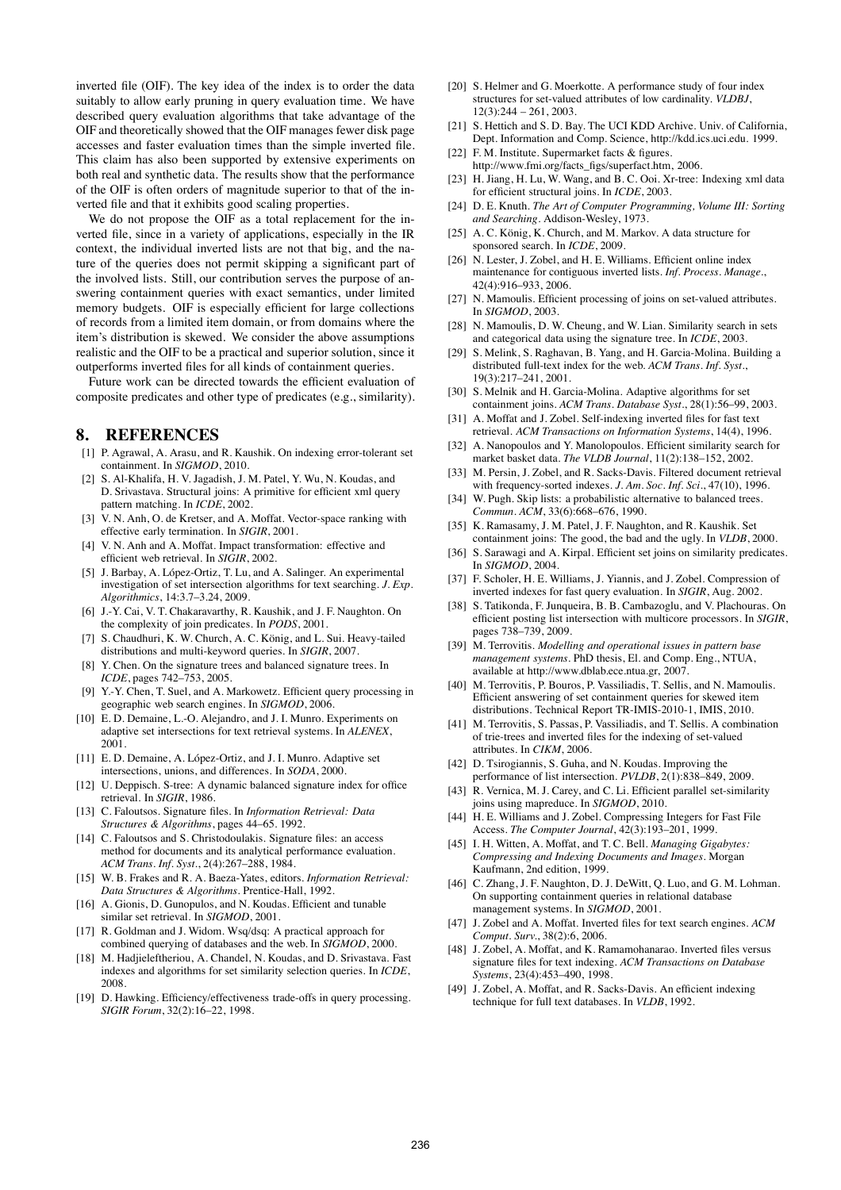inverted file (OIF). The key idea of the index is to order the data suitably to allow early pruning in query evaluation time. We have described query evaluation algorithms that take advantage of the OIF and theoretically showed that the OIF manages fewer disk page accesses and faster evaluation times than the simple inverted file. This claim has also been supported by extensive experiments on both real and synthetic data. The results show that the performance of the OIF is often orders of magnitude superior to that of the inverted file and that it exhibits good scaling properties.

We do not propose the OIF as a total replacement for the inverted file, since in a variety of applications, especially in the IR context, the individual inverted lists are not that big, and the nature of the queries does not permit skipping a significant part of the involved lists. Still, our contribution serves the purpose of answering containment queries with exact semantics, under limited memory budgets. OIF is especially efficient for large collections of records from a limited item domain, or from domains where the item's distribution is skewed. We consider the above assumptions realistic and the OIF to be a practical and superior solution, since it outperforms inverted files for all kinds of containment queries.

Future work can be directed towards the efficient evaluation of composite predicates and other type of predicates (e.g., similarity).

## 8. REFERENCES

[1] P. Agrawal, A. Arasu, and R. Kaushik. On indexing error-tolerant set containment. In *SIGMOD*, 2010.

[2] S. Al-Khalifa, H. V. Jagadish, J. M. Patel, Y. Wu, N. Koudas, and D. Srivastava. Structural joins: A primitive for efficient xml query pattern matching. In *ICDE*, 2002.

[3] V. N. Anh, O. de Kretser, and A. Moffat. Vector-space ranking with effective early termination. In *SIGIR*, 2001.

[4] V. N. Anh and A. Moffat. Impact transformation: effective and efficient web retrieval. In *SIGIR*, 2002.

[5] J. Barbay, A. López-Ortiz, T. Lu, and A. Salinger. An experimental investigation of set intersection algorithms for text searching. *J. Exp. Algorithmics*, 14:3.7–3.24, 2009.

[6] J.-Y. Cai, V. T. Chakaravarthy, R. Kaushik, and J. F. Naughton. On the complexity of join predicates. In *PODS*, 2001.

[7] S. Chaudhuri, K. W. Church, A. C. König, and L. Sui. Heavy-tailed distributions and multi-keyword queries. In *SIGIR*, 2007.

[8] Y. Chen. On the signature trees and balanced signature trees. In *ICDE*, pages 742–753, 2005.

[9] Y.-Y. Chen, T. Suel, and A. Markowetz. Efficient query processing in geographic web search engines. In *SIGMOD*, 2006.

[10] E. D. Demaine, L.-O. Alejandro, and J. I. Munro. Experiments on adaptive set intersections for text retrieval systems. In *ALENEX*, 2001.

[11] E. D. Demaine, A. López-Ortiz, and J. I. Munro. Adaptive set intersections, unions, and differences. In *SODA*, 2000.

[12] U. Deppisch. S-tree: A dynamic balanced signature index for office retrieval. In *SIGIR*, 1986.

[13] C. Faloutsos. Signature files. In *Information Retrieval: Data Structures & Algorithms*, pages 44–65. 1992.

[14] C. Faloutsos and S. Christodoulakis. Signature files: an access method for documents and its analytical performance evaluation. *ACM Trans. Inf. Syst.*, 2(4):267–288, 1984.

[15] W. B. Frakes and R. A. Baeza-Yates, editors. *Information Retrieval: Data Structures & Algorithms*. Prentice-Hall, 1992.

[16] A. Gionis, D. Gunopulos, and N. Koudas. Efficient and tunable similar set retrieval. In *SIGMOD*, 2001.

[17] R. Goldman and J. Widom. Wsq/dsq: A practical approach for combined querying of databases and the web. In *SIGMOD*, 2000.

[18] M. Hadjieleftheriou, A. Chandel, N. Koudas, and D. Srivastava. Fast indexes and algorithms for set similarity selection queries. In *ICDE*, 2008.

[19] D. Hawking. Efficiency/effectiveness trade-offs in query processing. *SIGIR Forum*, 32(2):16–22, 1998.

[20] S. Helmer and G. Moerkotte. A performance study of four index structures for set-valued attributes of low cardinality. *VLDBJ*, 12(3):244 – 261, 2003.

[21] S. Hettich and S. D. Bay. The UCI KDD Archive. Univ. of California, Dept. Information and Comp. Science, http://kdd.ics.uci.edu. 1999.

[22] F. M. Institute. Supermarket facts & figures. http://www.fmi.org/facts_figs/superfact.htm, 2006.

[23] H. Jiang, H. Lu, W. Wang, and B. C. Ooi. Xr-tree: Indexing xml data for efficient structural joins. In *ICDE*, 2003.

[24] D. E. Knuth. *The Art of Computer Programming, Volume III: Sorting and Searching*. Addison-Wesley, 1973.

[25] A. C. König, K. Church, and M. Markov. A data structure for sponsored search. In *ICDE*, 2009.

[26] N. Lester, J. Zobel, and H. E. Williams. Efficient online index maintenance for contiguous inverted lists. *Inf. Process. Manage.*, 42(4):916–933, 2006.

[27] N. Mamoulis. Efficient processing of joins on set-valued attributes. In *SIGMOD*, 2003.

[28] N. Mamoulis, D. W. Cheung, and W. Lian. Similarity search in sets and categorical data using the signature tree. In *ICDE*, 2003.

[29] S. Melink, S. Raghavan, B. Yang, and H. Garcia-Molina. Building a distributed full-text index for the web. *ACM Trans. Inf. Syst.*, 19(3):217–241, 2001.

[30] S. Melnik and H. Garcia-Molina. Adaptive algorithms for set containment joins. *ACM Trans. Database Syst.*, 28(1):56–99, 2003.

[31] A. Moffat and J. Zobel. Self-indexing inverted files for fast text retrieval. *ACM Transactions on Information Systems*, 14(4), 1996.

[32] A. Nanopoulos and Y. Manolopoulos. Efficient similarity search for market basket data. *The VLDB Journal*, 11(2):138–152, 2002.

[33] M. Persin, J. Zobel, and R. Sacks-Davis. Filtered document retrieval with frequency-sorted indexes. *J. Am. Soc. Inf. Sci.*, 47(10), 1996.

[34] W. Pugh. Skip lists: a probabilistic alternative to balanced trees. *Commun. ACM*, 33(6):668–676, 1990.

[35] K. Ramasamy, J. M. Patel, J. F. Naughton, and R. Kaushik. Set containment joins: The good, the bad and the ugly. In *VLDB*, 2000.

[36] S. Sarawagi and A. Kirpal. Efficient set joins on similarity predicates. In *SIGMOD*, 2004.

[37] F. Scholer, H. E. Williams, J. Yiannis, and J. Zobel. Compression of inverted indexes for fast query evaluation. In *SIGIR*, Aug. 2002.

[38] S. Tatikonda, F. Junqueira, B. B. Cambazoglu, and V. Plachouras. On efficient posting list intersection with multicore processors. In *SIGIR*, pages 738–739, 2009.

[39] M. Terrovitis. *Modelling and operational issues in pattern base management systems*. PhD thesis, El. and Comp. Eng., NTUA, available at http://www.dblab.ece.ntua.gr, 2007.

[40] M. Terrovitis, P. Bouros, P. Vassiliadis, T. Sellis, and N. Mamoulis. Efficient answering of set containment queries for skewed item distributions. Technical Report TR-IMIS-2010-1, IMIS, 2010.

[41] M. Terrovitis, S. Passas, P. Vassiliadis, and T. Sellis. A combination of trie-trees and inverted files for the indexing of set-valued attributes. In *CIKM*, 2006.

[42] D. Tsirogiannis, S. Guha, and N. Koudas. Improving the performance of list intersection. *PVLDB*, 2(1):838–849, 2009.

[43] R. Vernica, M. J. Carey, and C. Li. Efficient parallel set-similarity joins using mapreduce. In *SIGMOD*, 2010.

[44] H. E. Williams and J. Zobel. Compressing Integers for Fast File Access. *The Computer Journal*, 42(3):193–201, 1999.

[45] I. H. Witten, A. Moffat, and T. C. Bell. *Managing Gigabytes: Compressing and Indexing Documents and Images*. Morgan Kaufmann, 2nd edition, 1999.

[46] C. Zhang, J. F. Naughton, D. J. DeWitt, Q. Luo, and G. M. Lohman. On supporting containment queries in relational database management systems. In *SIGMOD*, 2001.

[47] J. Zobel and A. Moffat. Inverted files for text search engines. *ACM Comput. Surv.*, 38(2):6, 2006.

[48] J. Zobel, A. Moffat, and K. Ramamohanarao. Inverted files versus signature files for text indexing. *ACM Transactions on Database Systems*, 23(4):453–490, 1998.

[49] J. Zobel, A. Moffat, and R. Sacks-Davis. An efficient indexing technique for full text databases. In *VLDB*, 1992.